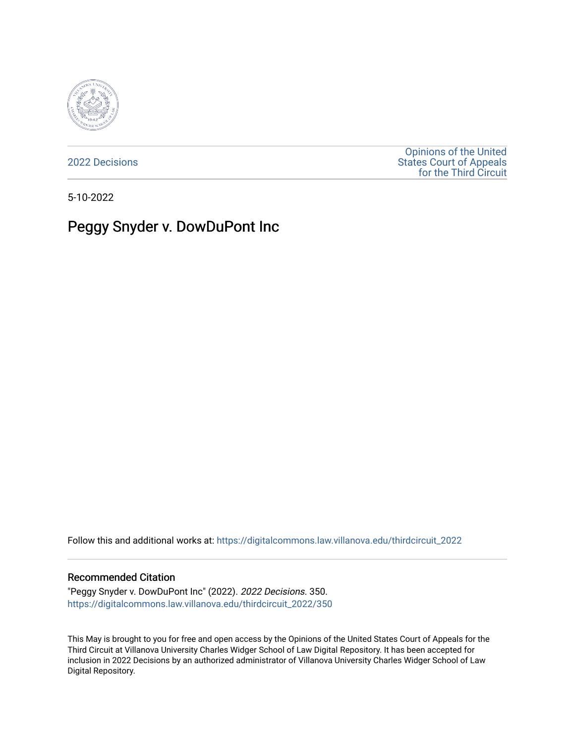2022 Decisions

Opinions of the United States Court of Appeals for the Third Circuit

5-10-2022

# Peggy Snyder v. DowDuPont Inc

Follow this and additional works at: https://digitalcommons.law.villanova.edu/thirdcircuit_2022

### Recommended Citation

"Peggy Snyder v. DowDuPont Inc" (2022). *2022 Decisions*. 350.
https://digitalcommons.law.villanova.edu/thirdcircuit_2022/350

This May is brought to you for free and open access by the Opinions of the United States Court of Appeals for the Third Circuit at Villanova University Charles Widger School of Law Digital Repository. It has been accepted for inclusion in 2022 Decisions by an authorized administrator of Villanova University Charles Widger School of Law Digital Repository.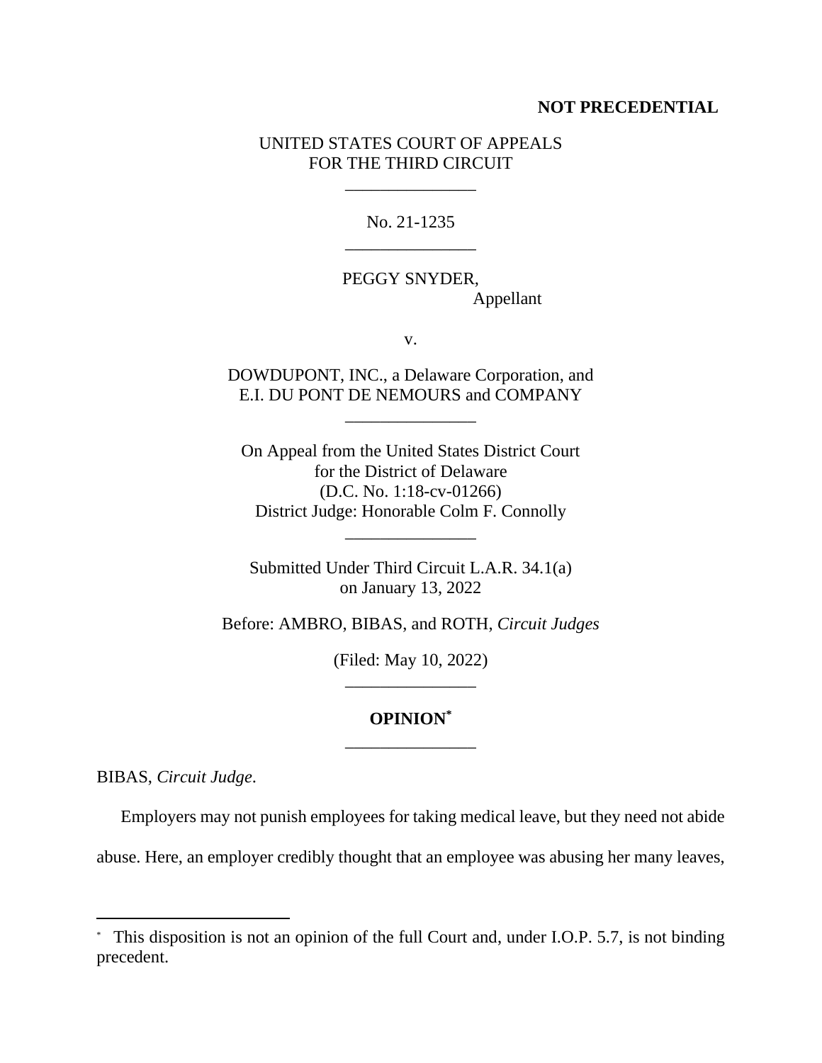**NOT PRECEDENTIAL**

UNITED STATES COURT OF APPEALS
FOR THE THIRD CIRCUIT

\_\_\_\_\_\_\_\_\_\_\_\_\_\_\_

No. 21-1235

\_\_\_\_\_\_\_\_\_\_\_\_\_\_\_

PEGGY SNYDER,
Appellant

v.

DOWDUPONT, INC., a Delaware Corporation, and
E.I. DU PONT DE NEMOURS and COMPANY

\_\_\_\_\_\_\_\_\_\_\_\_\_\_\_

On Appeal from the United States District Court
for the District of Delaware
(D.C. No. 1:18-cv-01266)
District Judge: Honorable Colm F. Connolly

\_\_\_\_\_\_\_\_\_\_\_\_\_\_\_

Submitted Under Third Circuit L.A.R. 34.1(a)
on January 13, 2022

Before: AMBRO, BIBAS, and ROTH, *Circuit Judges*

(Filed: May 10, 2022)

\_\_\_\_\_\_\_\_\_\_\_\_\_\_\_

**OPINION***

\_\_\_\_\_\_\_\_\_\_\_\_\_\_\_

BIBAS, *Circuit Judge*.

Employers may not punish employees for taking medical leave, but they need not abide abuse. Here, an employer credibly thought that an employee was abusing her many leaves,

---

* This disposition is not an opinion of the full Court and, under I.O.P. 5.7, is not binding precedent.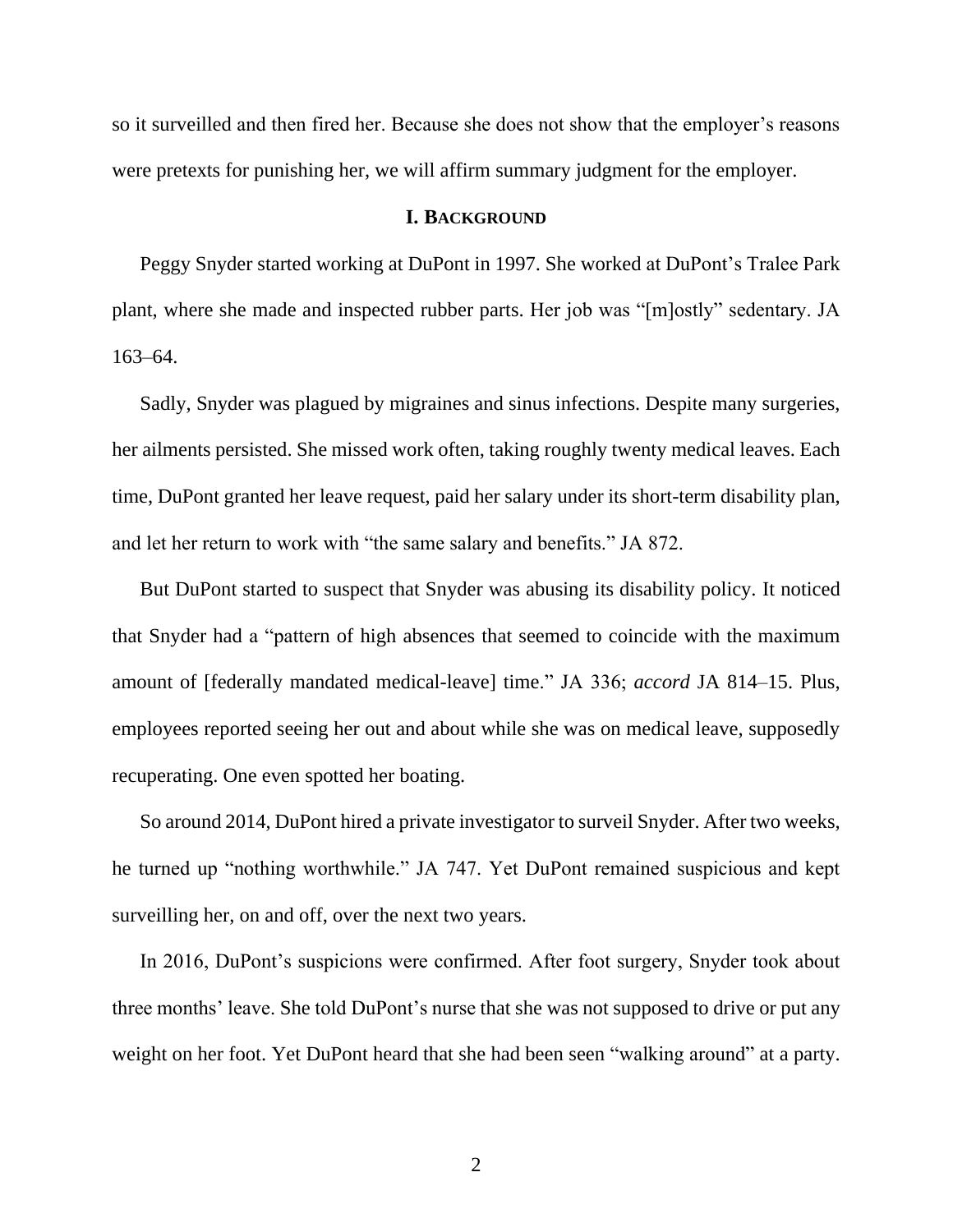so it surveilled and then fired her. Because she does not show that the employer's reasons were pretexts for punishing her, we will affirm summary judgment for the employer.

## I. BACKGROUND

Peggy Snyder started working at DuPont in 1997. She worked at DuPont's Tralee Park plant, where she made and inspected rubber parts. Her job was "[m]ostly" sedentary. JA 163–64.

Sadly, Snyder was plagued by migraines and sinus infections. Despite many surgeries, her ailments persisted. She missed work often, taking roughly twenty medical leaves. Each time, DuPont granted her leave request, paid her salary under its short-term disability plan, and let her return to work with "the same salary and benefits." JA 872.

But DuPont started to suspect that Snyder was abusing its disability policy. It noticed that Snyder had a "pattern of high absences that seemed to coincide with the maximum amount of [federally mandated medical-leave] time." JA 336; *accord* JA 814–15. Plus, employees reported seeing her out and about while she was on medical leave, supposedly recuperating. One even spotted her boating.

So around 2014, DuPont hired a private investigator to surveil Snyder. After two weeks, he turned up "nothing worthwhile." JA 747. Yet DuPont remained suspicious and kept surveilling her, on and off, over the next two years.

In 2016, DuPont's suspicions were confirmed. After foot surgery, Snyder took about three months' leave. She told DuPont's nurse that she was not supposed to drive or put any weight on her foot. Yet DuPont heard that she had been seen "walking around" at a party.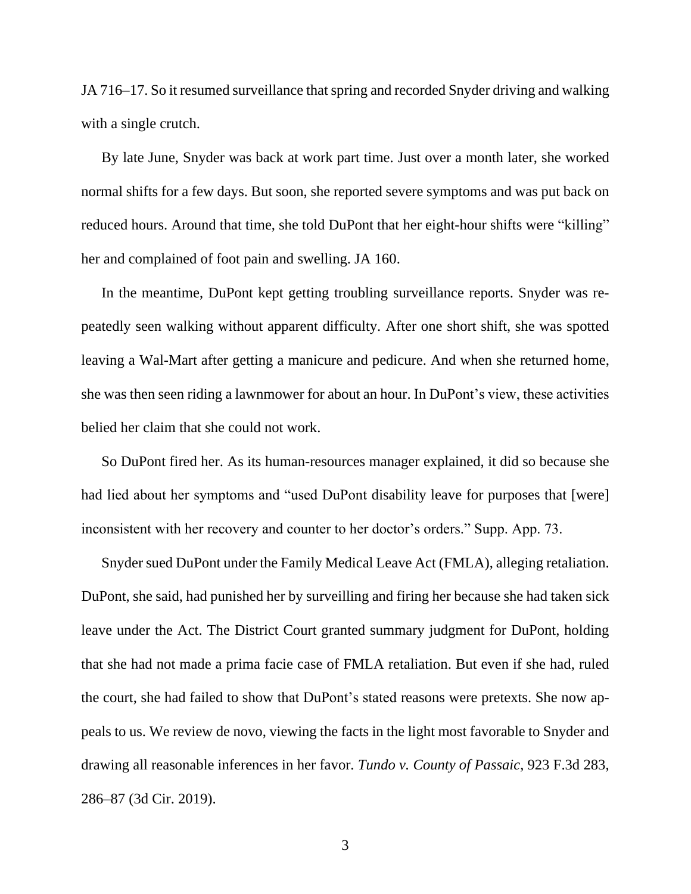JA 716–17. So it resumed surveillance that spring and recorded Snyder driving and walking with a single crutch.

By late June, Snyder was back at work part time. Just over a month later, she worked normal shifts for a few days. But soon, she reported severe symptoms and was put back on reduced hours. Around that time, she told DuPont that her eight-hour shifts were "killing" her and complained of foot pain and swelling. JA 160.

In the meantime, DuPont kept getting troubling surveillance reports. Snyder was repeatedly seen walking without apparent difficulty. After one short shift, she was spotted leaving a Wal-Mart after getting a manicure and pedicure. And when she returned home, she was then seen riding a lawnmower for about an hour. In DuPont's view, these activities belied her claim that she could not work.

So DuPont fired her. As its human-resources manager explained, it did so because she had lied about her symptoms and "used DuPont disability leave for purposes that [were] inconsistent with her recovery and counter to her doctor's orders." Supp. App. 73.

Snyder sued DuPont under the Family Medical Leave Act (FMLA), alleging retaliation. DuPont, she said, had punished her by surveilling and firing her because she had taken sick leave under the Act. The District Court granted summary judgment for DuPont, holding that she had not made a prima facie case of FMLA retaliation. But even if she had, ruled the court, she had failed to show that DuPont's stated reasons were pretexts. She now appeals to us. We review de novo, viewing the facts in the light most favorable to Snyder and drawing all reasonable inferences in her favor. *Tundo v. County of Passaic*, 923 F.3d 283, 286–87 (3d Cir. 2019).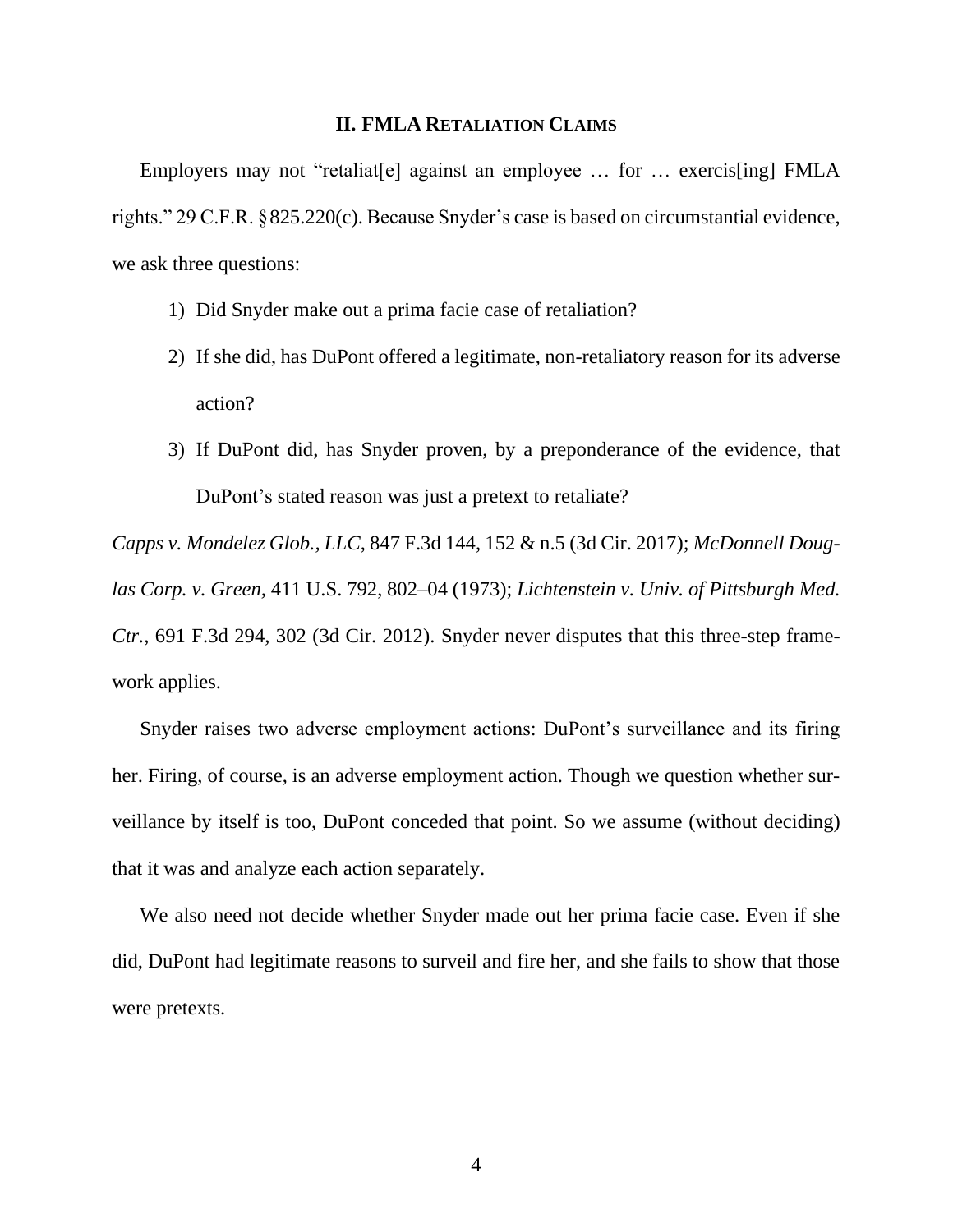## II. FMLA RETALIATION CLAIMS

Employers may not "retaliat[e] against an employee … for … exercis[ing] FMLA rights." 29 C.F.R. § 825.220(c). Because Snyder's case is based on circumstantial evidence, we ask three questions:

1) Did Snyder make out a prima facie case of retaliation?

2) If she did, has DuPont offered a legitimate, non-retaliatory reason for its adverse action?

3) If DuPont did, has Snyder proven, by a preponderance of the evidence, that DuPont's stated reason was just a pretext to retaliate?

*Capps v. Mondelez Glob., LLC*, 847 F.3d 144, 152 & n.5 (3d Cir. 2017); *McDonnell Douglas Corp. v. Green,* 411 U.S. 792, 802–04 (1973); *Lichtenstein v. Univ. of Pittsburgh Med. Ctr.*, 691 F.3d 294, 302 (3d Cir. 2012). Snyder never disputes that this three-step framework applies.

Snyder raises two adverse employment actions: DuPont's surveillance and its firing her. Firing, of course, is an adverse employment action. Though we question whether surveillance by itself is too, DuPont conceded that point. So we assume (without deciding) that it was and analyze each action separately.

We also need not decide whether Snyder made out her prima facie case. Even if she did, DuPont had legitimate reasons to surveil and fire her, and she fails to show that those were pretexts.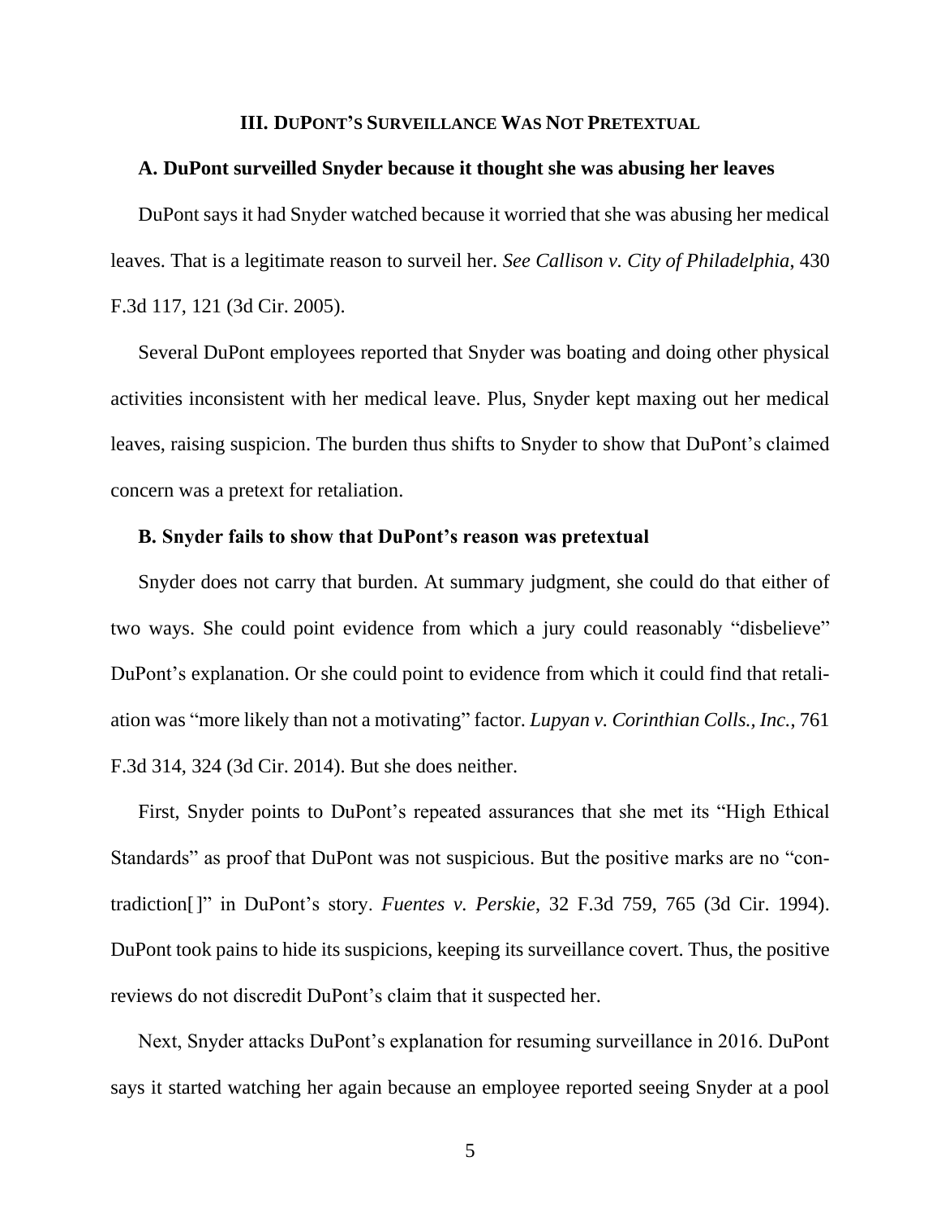### III. DuPont's Surveillance Was Not Pretextual

**A. DuPont surveilled Snyder because it thought she was abusing her leaves**

DuPont says it had Snyder watched because it worried that she was abusing her medical leaves. That is a legitimate reason to surveil her. *See Callison v. City of Philadelphia*, 430 F.3d 117, 121 (3d Cir. 2005).

Several DuPont employees reported that Snyder was boating and doing other physical activities inconsistent with her medical leave. Plus, Snyder kept maxing out her medical leaves, raising suspicion. The burden thus shifts to Snyder to show that DuPont's claimed concern was a pretext for retaliation.

**B. Snyder fails to show that DuPont's reason was pretextual**

Snyder does not carry that burden. At summary judgment, she could do that either of two ways. She could point evidence from which a jury could reasonably "disbelieve" DuPont's explanation. Or she could point to evidence from which it could find that retaliation was "more likely than not a motivating" factor. *Lupyan v. Corinthian Colls., Inc.*, 761 F.3d 314, 324 (3d Cir. 2014). But she does neither.

First, Snyder points to DuPont's repeated assurances that she met its "High Ethical Standards" as proof that DuPont was not suspicious. But the positive marks are no "contradiction[ ]" in DuPont's story. *Fuentes v. Perskie*, 32 F.3d 759, 765 (3d Cir. 1994). DuPont took pains to hide its suspicions, keeping its surveillance covert. Thus, the positive reviews do not discredit DuPont's claim that it suspected her.

Next, Snyder attacks DuPont's explanation for resuming surveillance in 2016. DuPont says it started watching her again because an employee reported seeing Snyder at a pool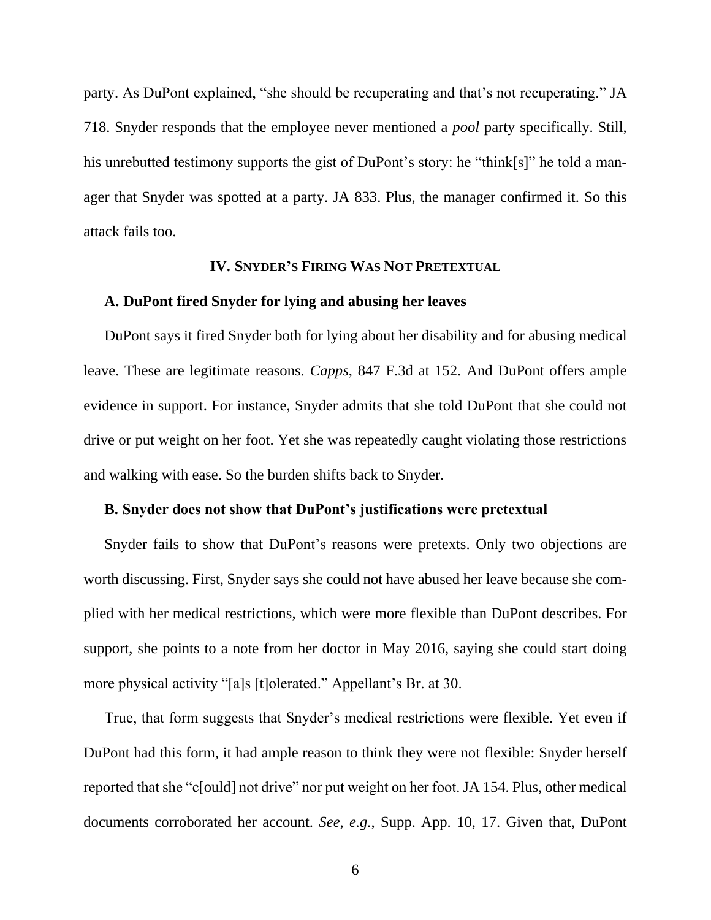party. As DuPont explained, "she should be recuperating and that's not recuperating." JA 718. Snyder responds that the employee never mentioned a *pool* party specifically. Still, his unrebutted testimony supports the gist of DuPont's story: he "think[s]" he told a manager that Snyder was spotted at a party. JA 833. Plus, the manager confirmed it. So this attack fails too.

## IV. Snyder's Firing Was Not Pretextual

### A. DuPont fired Snyder for lying and abusing her leaves

DuPont says it fired Snyder both for lying about her disability and for abusing medical leave. These are legitimate reasons. *Capps*, 847 F.3d at 152. And DuPont offers ample evidence in support. For instance, Snyder admits that she told DuPont that she could not drive or put weight on her foot. Yet she was repeatedly caught violating those restrictions and walking with ease. So the burden shifts back to Snyder.

### B. Snyder does not show that DuPont's justifications were pretextual

Snyder fails to show that DuPont's reasons were pretexts. Only two objections are worth discussing. First, Snyder says she could not have abused her leave because she complied with her medical restrictions, which were more flexible than DuPont describes. For support, she points to a note from her doctor in May 2016, saying she could start doing more physical activity "[a]s [t]olerated." Appellant's Br. at 30.

True, that form suggests that Snyder's medical restrictions were flexible. Yet even if DuPont had this form, it had ample reason to think they were not flexible: Snyder herself reported that she "c[ould] not drive" nor put weight on her foot. JA 154. Plus, other medical documents corroborated her account. *See, e.g.*, Supp. App. 10, 17. Given that, DuPont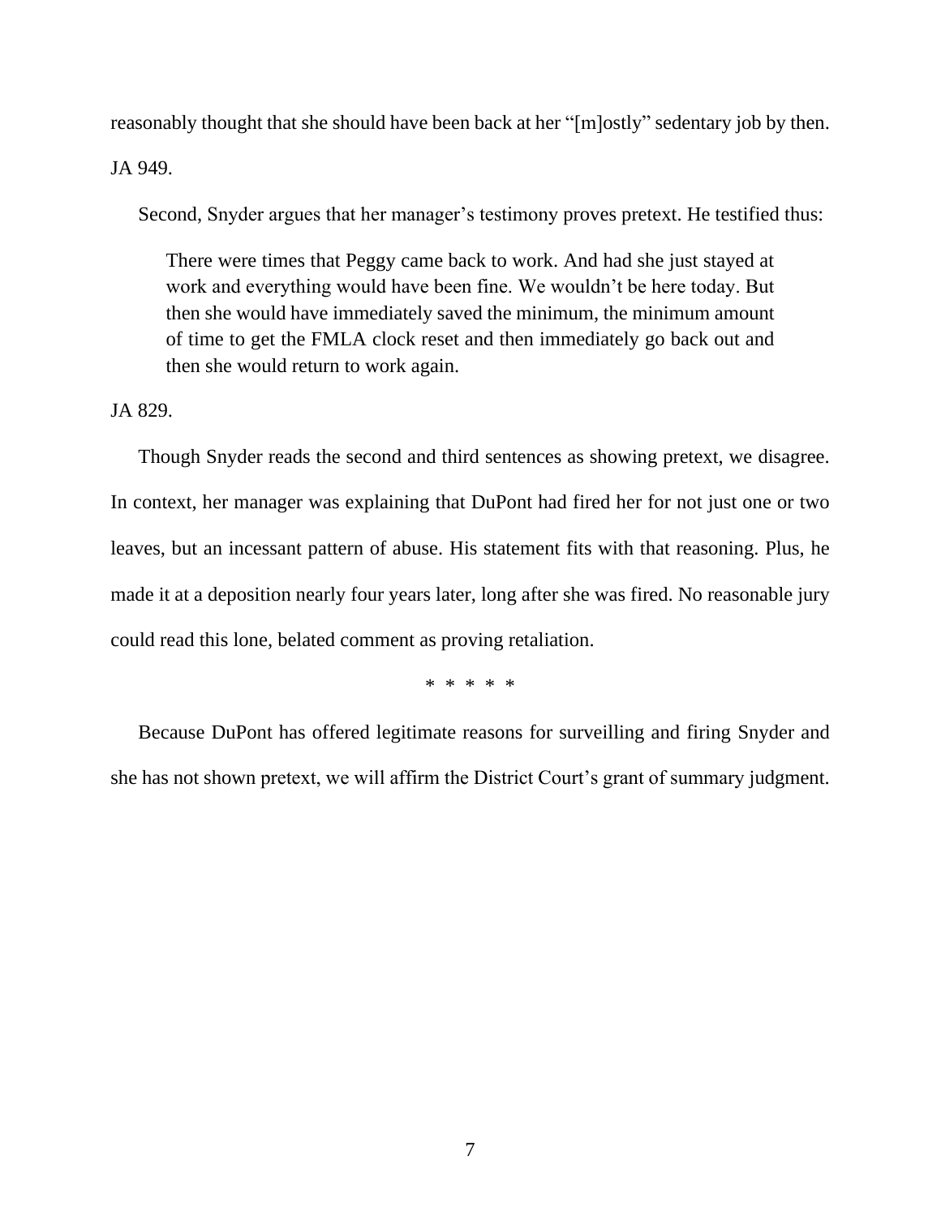reasonably thought that she should have been back at her "[m]ostly" sedentary job by then. JA 949.

Second, Snyder argues that her manager's testimony proves pretext. He testified thus:

> There were times that Peggy came back to work. And had she just stayed at work and everything would have been fine. We wouldn't be here today. But then she would have immediately saved the minimum, the minimum amount of time to get the FMLA clock reset and then immediately go back out and then she would return to work again.

JA 829.

Though Snyder reads the second and third sentences as showing pretext, we disagree. In context, her manager was explaining that DuPont had fired her for not just one or two leaves, but an incessant pattern of abuse. His statement fits with that reasoning. Plus, he made it at a deposition nearly four years later, long after she was fired. No reasonable jury could read this lone, belated comment as proving retaliation.

\* \* \* \* \*

Because DuPont has offered legitimate reasons for surveilling and firing Snyder and she has not shown pretext, we will affirm the District Court's grant of summary judgment.